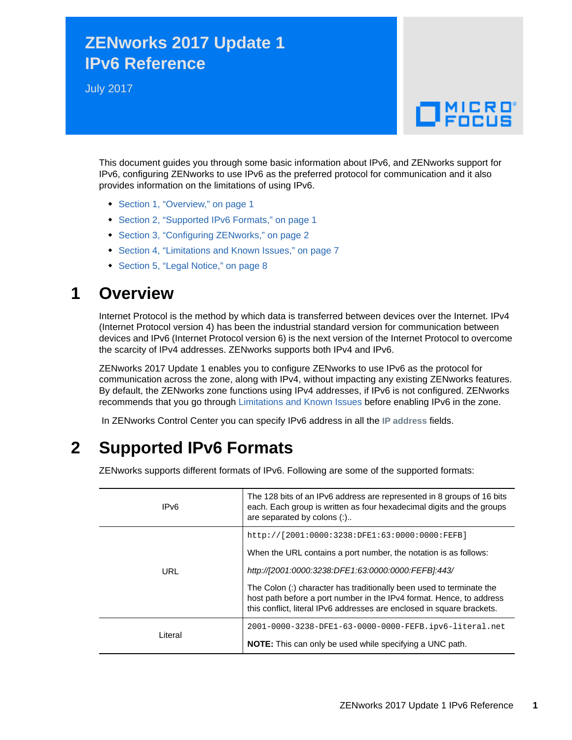# ZENworks 2017 Update 1 IPv6 Reference

July 2017

This document guides you through some basic information about IPv6, and ZENworks support for IPv6, configuring ZENworks to use IPv6 as the preferred protocol for communication and it also provides information on the limitations of using IPv6.

- Section 1, "Overview," on page 1
- Section 2, "Supported IPv6 Formats," on page 1
- Section 3, "Configuring ZENworks," on page 2
- Section 4, "Limitations and Known Issues," on page 7
- Section 5, "Legal Notice," on page 8

## 1 Overview

Internet Protocol is the method by which data is transferred between devices over the Internet. IPv4 (Internet Protocol version 4) has been the industrial standard version for communication between devices and IPv6 (Internet Protocol version 6) is the next version of the Internet Protocol to overcome the scarcity of IPv4 addresses. ZENworks supports both IPv4 and IPv6.

ZENworks 2017 Update 1 enables you to configure ZENworks to use IPv6 as the protocol for communication across the zone, along with IPv4, without impacting any existing ZENworks features. By default, the ZENworks zone functions using IPv4 addresses, if IPv6 is not configured. ZENworks recommends that you go through Limitations and Known Issues before enabling IPv6 in the zone.

In ZENworks Control Center you can specify IPv6 address in all the **IP address** fields.

## 2 Supported IPv6 Formats

ZENworks supports different formats of IPv6. Following are some of the supported formats:

| | |
|---|---|
| IPv6 | The 128 bits of an IPv6 address are represented in 8 groups of 16 bits each. Each group is written as four hexadecimal digits and the groups are separated by colons (:).. |
| URL | `http://[2001:0000:3238:DFE1:63:0000:0000:FEFB]`<br><br>When the URL contains a port number, the notation is as follows:<br><br>*http://[2001:0000:3238:DFE1:63:0000:0000:FEFB]:443/*<br><br>The Colon (:) character has traditionally been used to terminate the host path before a port number in the IPv4 format. Hence, to address this conflict, literal IPv6 addresses are enclosed in square brackets. |
| Literal | `2001-0000-3238-DFE1-63-0000-0000-FEFB.ipv6-literal.net`<br><br>**NOTE:** This can only be used while specifying a UNC path. |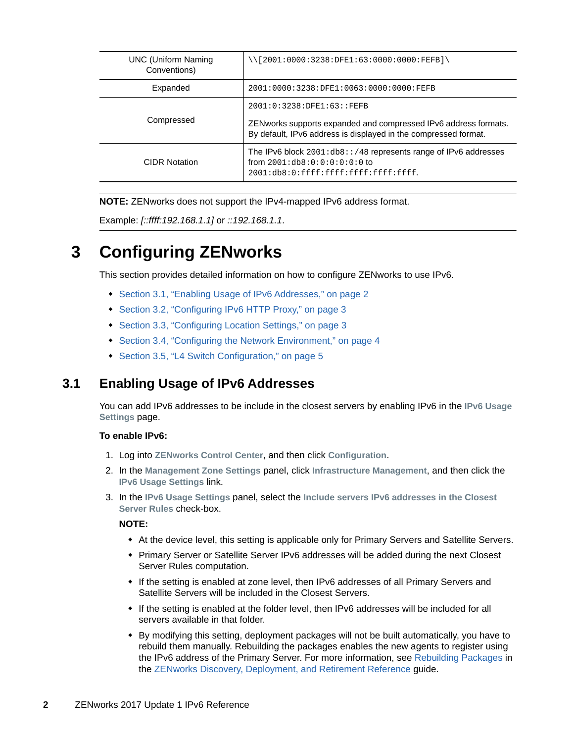| | |
|---|---|
| UNC (Uniform Naming Conventions) | `\\[2001:0000:3238:DFE1:63:0000:0000:FEFB]\` |
| Expanded | `2001:0000:3238:DFE1:0063:0000:0000:FEFB` |
| Compressed | `2001:0:3238:DFE1:63::FEFB`<br><br>ZENworks supports expanded and compressed IPv6 address formats. By default, IPv6 address is displayed in the compressed format. |
| CIDR Notation | The IPv6 block `2001:db8::/48` represents range of IPv6 addresses from `2001:db8:0:0:0:0:0:0` to `2001:db8:0:ffff:ffff:ffff:ffff:ffff`. |

**NOTE:** ZENworks does not support the IPv4-mapped IPv6 address format.

Example: *[::ffff:192.168.1.1]* or *::192.168.1.1*.

# 3 Configuring ZENworks

This section provides detailed information on how to configure ZENworks to use IPv6.

- Section 3.1, "Enabling Usage of IPv6 Addresses," on page 2
- Section 3.2, "Configuring IPv6 HTTP Proxy," on page 3
- Section 3.3, "Configuring Location Settings," on page 3
- Section 3.4, "Configuring the Network Environment," on page 4
- Section 3.5, "L4 Switch Configuration," on page 5

## 3.1 Enabling Usage of IPv6 Addresses

You can add IPv6 addresses to be include in the closest servers by enabling IPv6 in the **IPv6 Usage Settings** page.

**To enable IPv6:**

1. Log into **ZENworks Control Center**, and then click **Configuration**.
2. In the **Management Zone Settings** panel, click **Infrastructure Management**, and then click the **IPv6 Usage Settings** link.
3. In the **IPv6 Usage Settings** panel, select the **Include servers IPv6 addresses in the Closest Server Rules** check-box.

   **NOTE:**

   - At the device level, this setting is applicable only for Primary Servers and Satellite Servers.
   - Primary Server or Satellite Server IPv6 addresses will be added during the next Closest Server Rules computation.
   - If the setting is enabled at zone level, then IPv6 addresses of all Primary Servers and Satellite Servers will be included in the Closest Servers.
   - If the setting is enabled at the folder level, then IPv6 addresses will be included for all servers available in that folder.
   - By modifying this setting, deployment packages will not be built automatically, you have to rebuild them manually. Rebuilding the packages enables the new agents to register using the IPv6 address of the Primary Server. For more information, see Rebuilding Packages in the ZENworks Discovery, Deployment, and Retirement Reference guide.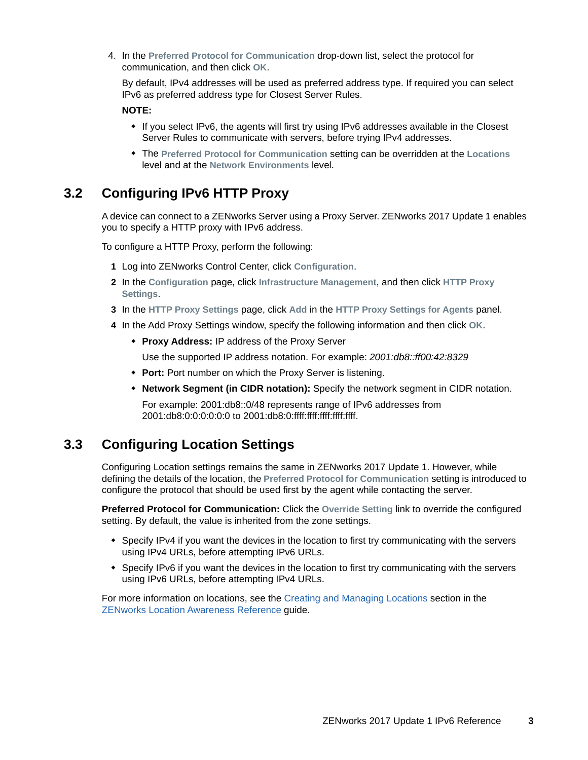4. In the **Preferred Protocol for Communication** drop-down list, select the protocol for communication, and then click **OK**.

   By default, IPv4 addresses will be used as preferred address type. If required you can select IPv6 as preferred address type for Closest Server Rules.

   **NOTE:**

   - If you select IPv6, the agents will first try using IPv6 addresses available in the Closest Server Rules to communicate with servers, before trying IPv4 addresses.
   - The **Preferred Protocol for Communication** setting can be overridden at the **Locations** level and at the **Network Environments** level.

## 3.2 Configuring IPv6 HTTP Proxy

A device can connect to a ZENworks Server using a Proxy Server. ZENworks 2017 Update 1 enables you to specify a HTTP proxy with IPv6 address.

To configure a HTTP Proxy, perform the following:

1. Log into ZENworks Control Center, click **Configuration**.
2. In the **Configuration** page, click **Infrastructure Management**, and then click **HTTP Proxy Settings**.
3. In the **HTTP Proxy Settings** page, click **Add** in the **HTTP Proxy Settings for Agents** panel.
4. In the Add Proxy Settings window, specify the following information and then click **OK**.
   - **Proxy Address:** IP address of the Proxy Server

     Use the supported IP address notation. For example: *2001:db8::ff00:42:8329*
   - **Port:** Port number on which the Proxy Server is listening.
   - **Network Segment (in CIDR notation):** Specify the network segment in CIDR notation.

     For example: 2001:db8::0/48 represents range of IPv6 addresses from 2001:db8:0:0:0:0:0:0 to 2001:db8:0:ffff:ffff:ffff:ffff:ffff.

## 3.3 Configuring Location Settings

Configuring Location settings remains the same in ZENworks 2017 Update 1. However, while defining the details of the location, the **Preferred Protocol for Communication** setting is introduced to configure the protocol that should be used first by the agent while contacting the server.

**Preferred Protocol for Communication:** Click the **Override Setting** link to override the configured setting. By default, the value is inherited from the zone settings.

- Specify IPv4 if you want the devices in the location to first try communicating with the servers using IPv4 URLs, before attempting IPv6 URLs.
- Specify IPv6 if you want the devices in the location to first try communicating with the servers using IPv6 URLs, before attempting IPv4 URLs.

For more information on locations, see the Creating and Managing Locations section in the ZENworks Location Awareness Reference guide.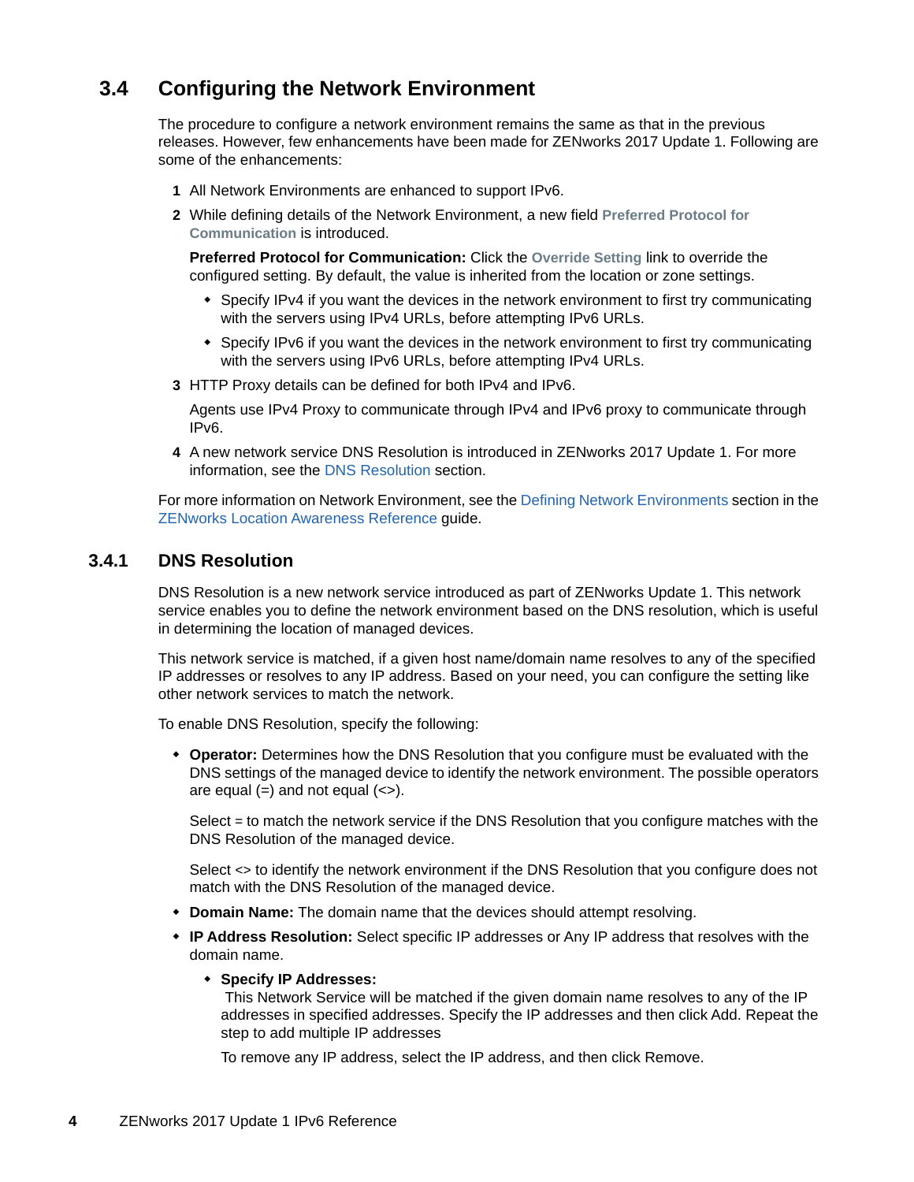## 3.4 Configuring the Network Environment

The procedure to configure a network environment remains the same as that in the previous releases. However, few enhancements have been made for ZENworks 2017 Update 1. Following are some of the enhancements:

1. All Network Environments are enhanced to support IPv6.
2. While defining details of the Network Environment, a new field **Preferred Protocol for Communication** is introduced.

   **Preferred Protocol for Communication:** Click the **Override Setting** link to override the configured setting. By default, the value is inherited from the location or zone settings.

   - Specify IPv4 if you want the devices in the network environment to first try communicating with the servers using IPv4 URLs, before attempting IPv6 URLs.
   - Specify IPv6 if you want the devices in the network environment to first try communicating with the servers using IPv6 URLs, before attempting IPv4 URLs.
3. HTTP Proxy details can be defined for both IPv4 and IPv6.

   Agents use IPv4 Proxy to communicate through IPv4 and IPv6 proxy to communicate through IPv6.
4. A new network service DNS Resolution is introduced in ZENworks 2017 Update 1. For more information, see the DNS Resolution section.

For more information on Network Environment, see the Defining Network Environments section in the ZENworks Location Awareness Reference guide.

### 3.4.1 DNS Resolution

DNS Resolution is a new network service introduced as part of ZENworks Update 1. This network service enables you to define the network environment based on the DNS resolution, which is useful in determining the location of managed devices.

This network service is matched, if a given host name/domain name resolves to any of the specified IP addresses or resolves to any IP address. Based on your need, you can configure the setting like other network services to match the network.

To enable DNS Resolution, specify the following:

- **Operator:** Determines how the DNS Resolution that you configure must be evaluated with the DNS settings of the managed device to identify the network environment. The possible operators are equal (=) and not equal (<>).

  Select = to match the network service if the DNS Resolution that you configure matches with the DNS Resolution of the managed device.

  Select <> to identify the network environment if the DNS Resolution that you configure does not match with the DNS Resolution of the managed device.
- **Domain Name:** The domain name that the devices should attempt resolving.
- **IP Address Resolution:** Select specific IP addresses or Any IP address that resolves with the domain name.
  - **Specify IP Addresses:**
    This Network Service will be matched if the given domain name resolves to any of the IP addresses in specified addresses. Specify the IP addresses and then click Add. Repeat the step to add multiple IP addresses

    To remove any IP address, select the IP address, and then click Remove.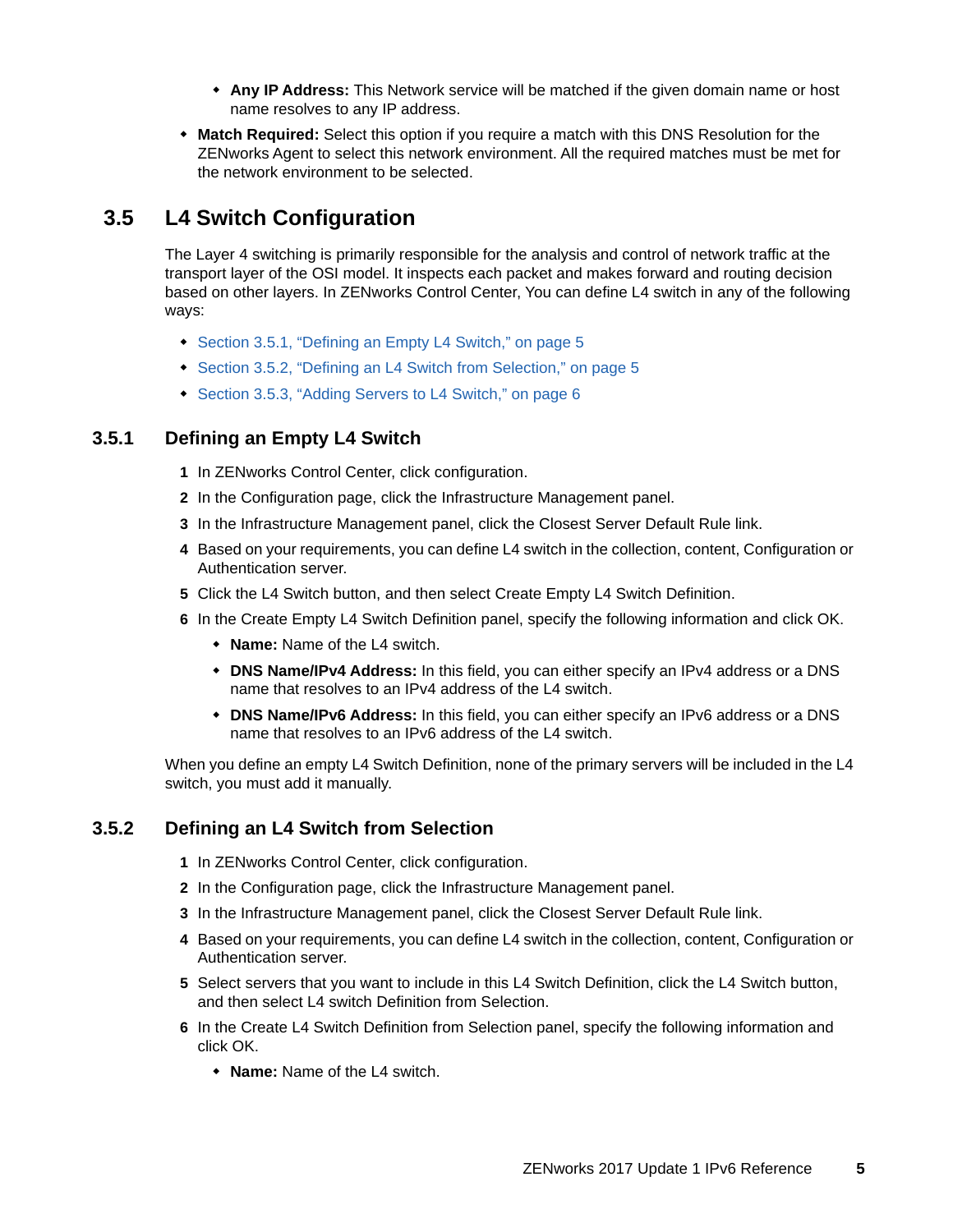- **Any IP Address:** This Network service will be matched if the given domain name or host name resolves to any IP address.

- **Match Required:** Select this option if you require a match with this DNS Resolution for the ZENworks Agent to select this network environment. All the required matches must be met for the network environment to be selected.

## 3.5 L4 Switch Configuration

The Layer 4 switching is primarily responsible for the analysis and control of network traffic at the transport layer of the OSI model. It inspects each packet and makes forward and routing decision based on other layers. In ZENworks Control Center, You can define L4 switch in any of the following ways:

- Section 3.5.1, “Defining an Empty L4 Switch,” on page 5
- Section 3.5.2, “Defining an L4 Switch from Selection,” on page 5
- Section 3.5.3, “Adding Servers to L4 Switch,” on page 6

### 3.5.1 Defining an Empty L4 Switch

1. In ZENworks Control Center, click configuration.
2. In the Configuration page, click the Infrastructure Management panel.
3. In the Infrastructure Management panel, click the Closest Server Default Rule link.
4. Based on your requirements, you can define L4 switch in the collection, content, Configuration or Authentication server.
5. Click the L4 Switch button, and then select Create Empty L4 Switch Definition.
6. In the Create Empty L4 Switch Definition panel, specify the following information and click OK.
   - **Name:** Name of the L4 switch.
   - **DNS Name/IPv4 Address:** In this field, you can either specify an IPv4 address or a DNS name that resolves to an IPv4 address of the L4 switch.
   - **DNS Name/IPv6 Address:** In this field, you can either specify an IPv6 address or a DNS name that resolves to an IPv6 address of the L4 switch.

When you define an empty L4 Switch Definition, none of the primary servers will be included in the L4 switch, you must add it manually.

### 3.5.2 Defining an L4 Switch from Selection

1. In ZENworks Control Center, click configuration.
2. In the Configuration page, click the Infrastructure Management panel.
3. In the Infrastructure Management panel, click the Closest Server Default Rule link.
4. Based on your requirements, you can define L4 switch in the collection, content, Configuration or Authentication server.
5. Select servers that you want to include in this L4 Switch Definition, click the L4 Switch button, and then select L4 switch Definition from Selection.
6. In the Create L4 Switch Definition from Selection panel, specify the following information and click OK.
   - **Name:** Name of the L4 switch.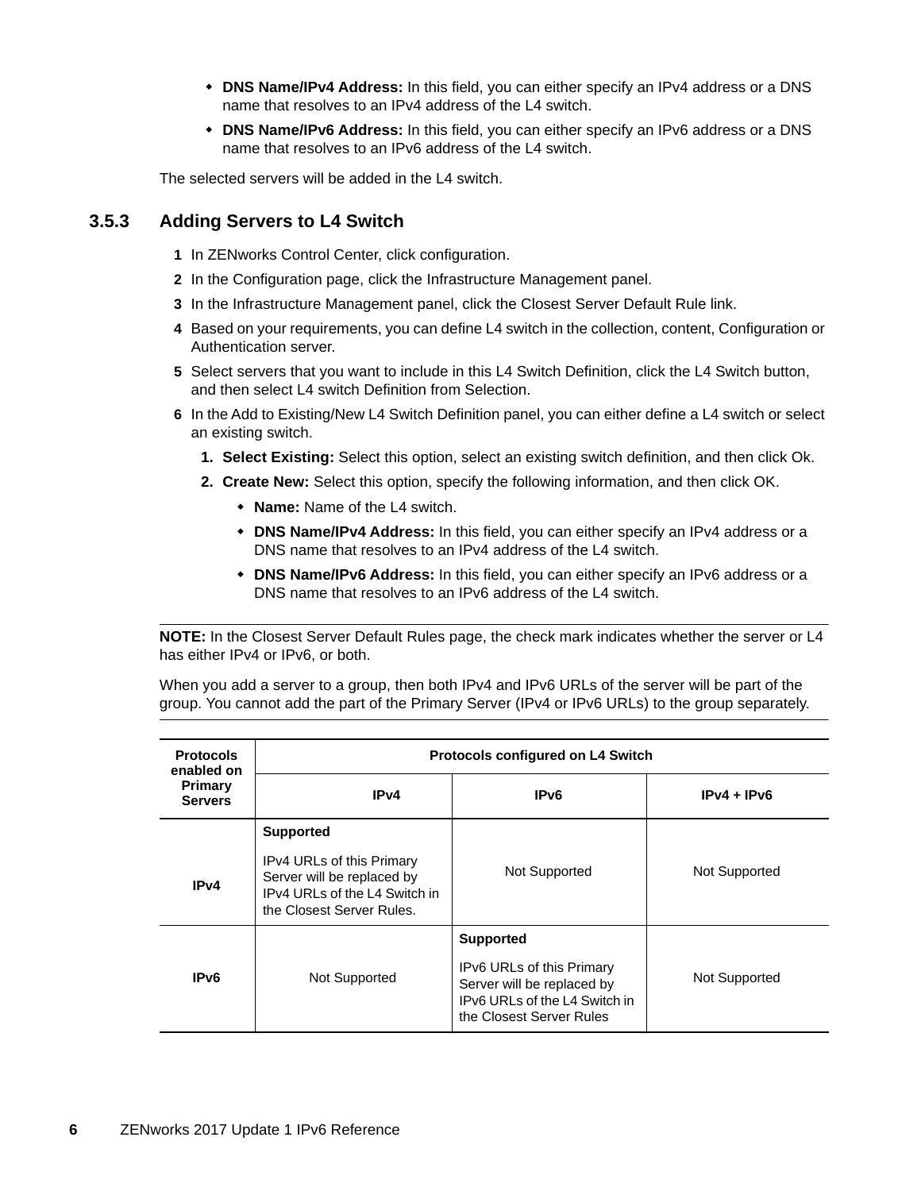* **DNS Name/IPv4 Address:** In this field, you can either specify an IPv4 address or a DNS name that resolves to an IPv4 address of the L4 switch.
* **DNS Name/IPv6 Address:** In this field, you can either specify an IPv6 address or a DNS name that resolves to an IPv6 address of the L4 switch.

The selected servers will be added in the L4 switch.

### 3.5.3 Adding Servers to L4 Switch

1. In ZENworks Control Center, click configuration.
2. In the Configuration page, click the Infrastructure Management panel.
3. In the Infrastructure Management panel, click the Closest Server Default Rule link.
4. Based on your requirements, you can define L4 switch in the collection, content, Configuration or Authentication server.
5. Select servers that you want to include in this L4 Switch Definition, click the L4 Switch button, and then select L4 switch Definition from Selection.
6. In the Add to Existing/New L4 Switch Definition panel, you can either define a L4 switch or select an existing switch.
   1. **Select Existing:** Select this option, select an existing switch definition, and then click Ok.
   2. **Create New:** Select this option, specify the following information, and then click OK.
      * **Name:** Name of the L4 switch.
      * **DNS Name/IPv4 Address:** In this field, you can either specify an IPv4 address or a DNS name that resolves to an IPv4 address of the L4 switch.
      * **DNS Name/IPv6 Address:** In this field, you can either specify an IPv6 address or a DNS name that resolves to an IPv6 address of the L4 switch.

---

**NOTE:** In the Closest Server Default Rules page, the check mark indicates whether the server or L4 has either IPv4 or IPv6, or both.

When you add a server to a group, then both IPv4 and IPv6 URLs of the server will be part of the group. You cannot add the part of the Primary Server (IPv4 or IPv6 URLs) to the group separately.

---

| Protocols enabled on Primary Servers | Protocols configured on L4 Switch | | |
|---|---|---|---|
| | IPv4 | IPv6 | IPv4 + IPv6 |
| IPv4 | **Supported** IPv4 URLs of this Primary Server will be replaced by IPv4 URLs of the L4 Switch in the Closest Server Rules. | Not Supported | Not Supported |
| IPv6 | Not Supported | **Supported** IPv6 URLs of this Primary Server will be replaced by IPv6 URLs of the L4 Switch in the Closest Server Rules | Not Supported |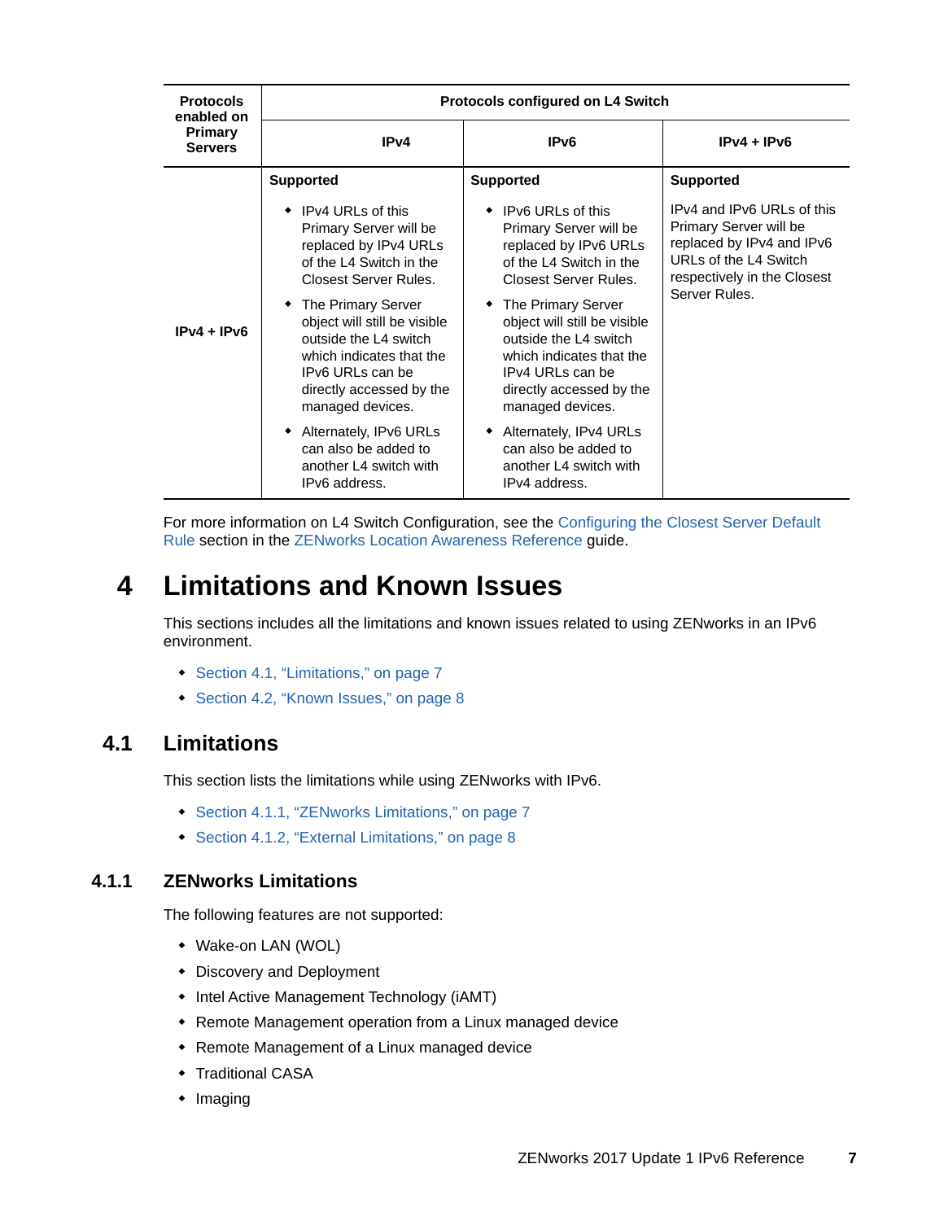| Protocols enabled on Primary Servers | Protocols configured on L4 Switch | | |
|---|---|---|---|
| | IPv4 | IPv6 | IPv4 + IPv6 |
| IPv4 + IPv6 | **Supported**<br>• IPv4 URLs of this Primary Server will be replaced by IPv4 URLs of the L4 Switch in the Closest Server Rules.<br>• The Primary Server object will still be visible outside the L4 switch which indicates that the IPv6 URLs can be directly accessed by the managed devices.<br>• Alternately, IPv6 URLs can also be added to another L4 switch with IPv6 address. | **Supported**<br>• IPv6 URLs of this Primary Server will be replaced by IPv6 URLs of the L4 Switch in the Closest Server Rules.<br>• The Primary Server object will still be visible outside the L4 switch which indicates that the IPv4 URLs can be directly accessed by the managed devices.<br>• Alternately, IPv4 URLs can also be added to another L4 switch with IPv4 address. | **Supported**<br>IPv4 and IPv6 URLs of this Primary Server will be replaced by IPv4 and IPv6 URLs of the L4 Switch respectively in the Closest Server Rules. |

For more information on L4 Switch Configuration, see the Configuring the Closest Server Default Rule section in the ZENworks Location Awareness Reference guide.

# 4 Limitations and Known Issues

This sections includes all the limitations and known issues related to using ZENworks in an IPv6 environment.

- Section 4.1, "Limitations," on page 7
- Section 4.2, "Known Issues," on page 8

## 4.1 Limitations

This section lists the limitations while using ZENworks with IPv6.

- Section 4.1.1, "ZENworks Limitations," on page 7
- Section 4.1.2, "External Limitations," on page 8

### 4.1.1 ZENworks Limitations

The following features are not supported:

- Wake-on LAN (WOL)
- Discovery and Deployment
- Intel Active Management Technology (iAMT)
- Remote Management operation from a Linux managed device
- Remote Management of a Linux managed device
- Traditional CASA
- Imaging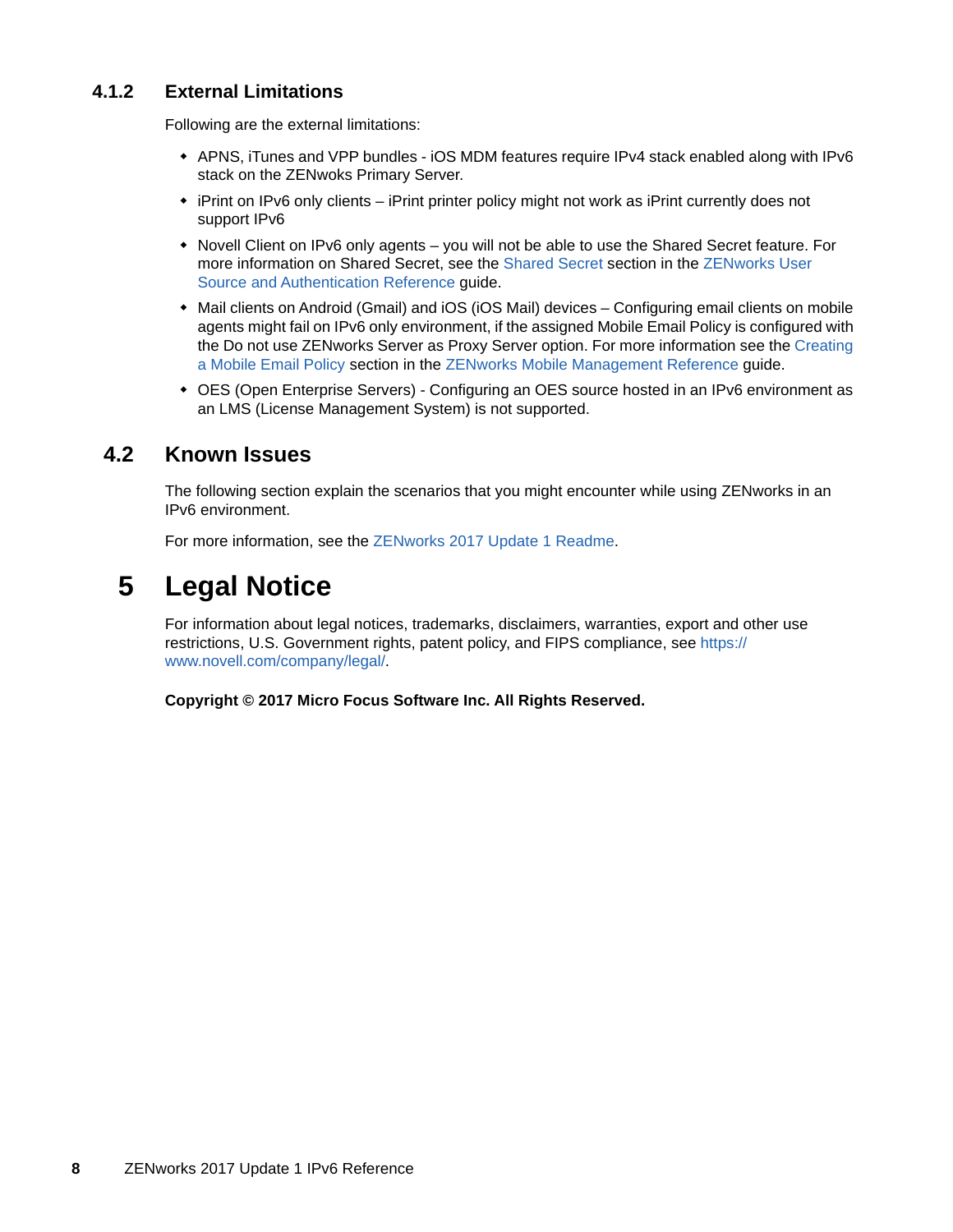### 4.1.2 External Limitations

Following are the external limitations:

- APNS, iTunes and VPP bundles - iOS MDM features require IPv4 stack enabled along with IPv6 stack on the ZENwoks Primary Server.
- iPrint on IPv6 only clients – iPrint printer policy might not work as iPrint currently does not support IPv6
- Novell Client on IPv6 only agents – you will not be able to use the Shared Secret feature. For more information on Shared Secret, see the Shared Secret section in the ZENworks User Source and Authentication Reference guide.
- Mail clients on Android (Gmail) and iOS (iOS Mail) devices – Configuring email clients on mobile agents might fail on IPv6 only environment, if the assigned Mobile Email Policy is configured with the Do not use ZENworks Server as Proxy Server option. For more information see the Creating a Mobile Email Policy section in the ZENworks Mobile Management Reference guide.
- OES (Open Enterprise Servers) - Configuring an OES source hosted in an IPv6 environment as an LMS (License Management System) is not supported.

## 4.2 Known Issues

The following section explain the scenarios that you might encounter while using ZENworks in an IPv6 environment.

For more information, see the ZENworks 2017 Update 1 Readme.

# 5 Legal Notice

For information about legal notices, trademarks, disclaimers, warranties, export and other use restrictions, U.S. Government rights, patent policy, and FIPS compliance, see https://www.novell.com/company/legal/.

**Copyright © 2017 Micro Focus Software Inc. All Rights Reserved.**